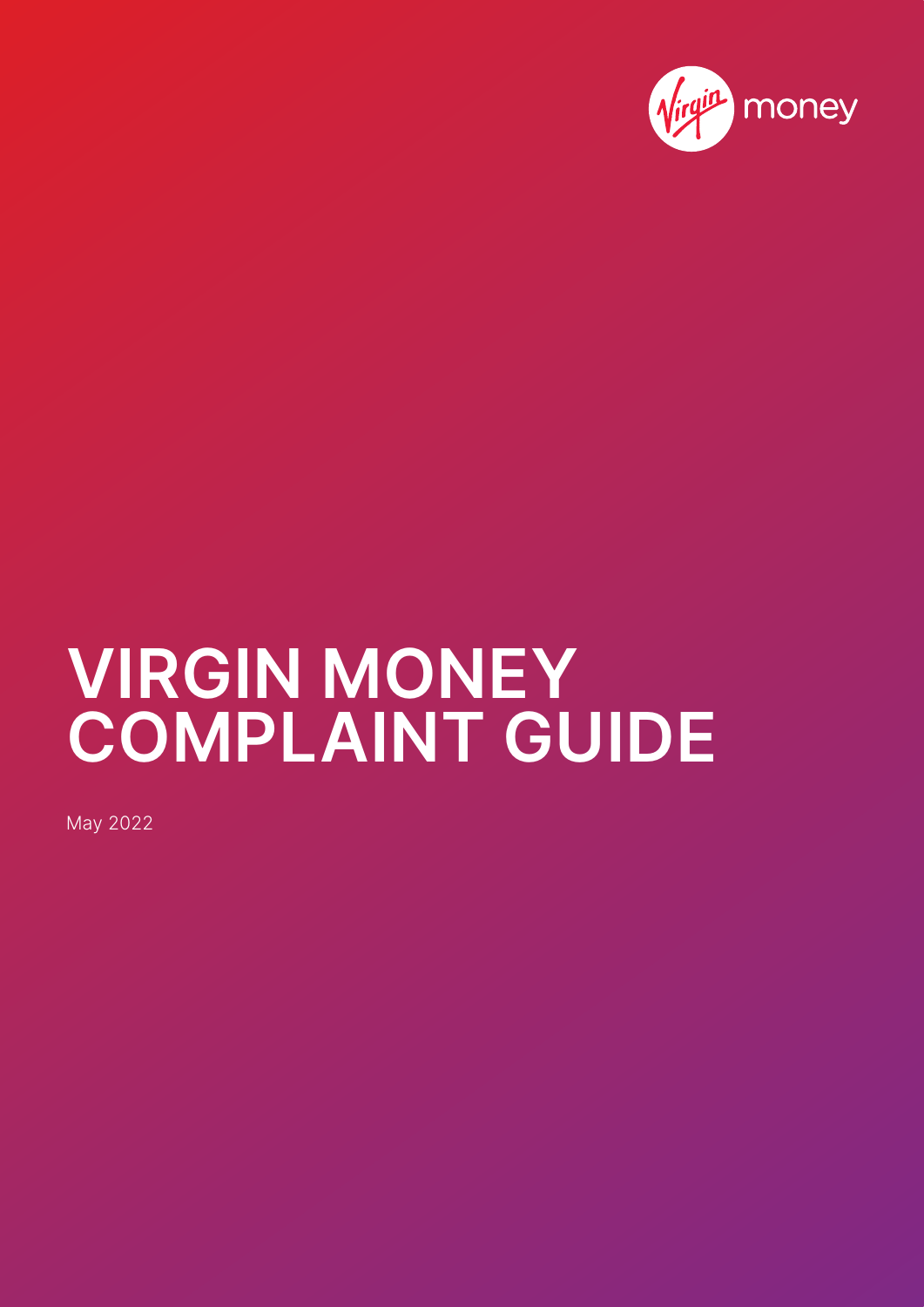Virgin money

# VIRGIN MONEY COMPLAINT GUIDE

May 2022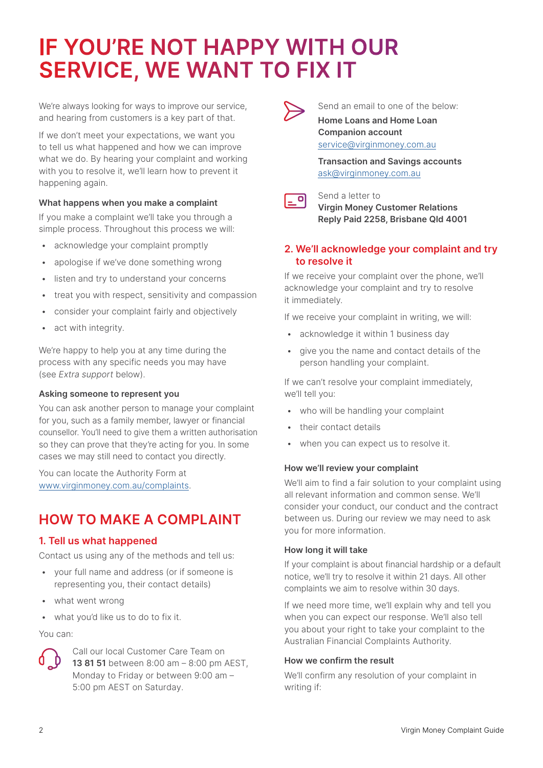# IF YOU'RE NOT HAPPY WITH OUR SERVICE, WE WANT TO FIX IT

We're always looking for ways to improve our service, and hearing from customers is a key part of that.

If we don't meet your expectations, we want you to tell us what happened and how we can improve what we do. By hearing your complaint and working with you to resolve it, we'll learn how to prevent it happening again.

**What happens when you make a complaint**

If you make a complaint we'll take you through a simple process. Throughout this process we will:

- acknowledge your complaint promptly
- apologise if we've done something wrong
- listen and try to understand your concerns
- treat you with respect, sensitivity and compassion
- consider your complaint fairly and objectively
- act with integrity.

We're happy to help you at any time during the process with any specific needs you may have (see *Extra support* below).

**Asking someone to represent you**

You can ask another person to manage your complaint for you, such as a family member, lawyer or financial counsellor. You'll need to give them a written authorisation so they can prove that they're acting for you. In some cases we may still need to contact you directly.

You can locate the Authority Form at www.virginmoney.com.au/complaints.

## HOW TO MAKE A COMPLAINT

### 1. Tell us what happened

Contact us using any of the methods and tell us:

- your full name and address (or if someone is representing you, their contact details)
- what went wrong
- what you'd like us to do to fix it.

You can:

Call our local Customer Care Team on **13 81 51** between 8:00 am – 8:00 pm AEST, Monday to Friday or between 9:00 am – 5:00 pm AEST on Saturday.

Send an email to one of the below:

**Home Loans and Home Loan Companion account**
service@virginmoney.com.au

**Transaction and Savings accounts**
ask@virginmoney.com.au

Send a letter to
**Virgin Money Customer Relations**
**Reply Paid 2258, Brisbane Qld 4001**

### 2. We'll acknowledge your complaint and try to resolve it

If we receive your complaint over the phone, we'll acknowledge your complaint and try to resolve it immediately.

If we receive your complaint in writing, we will:

- acknowledge it within 1 business day
- give you the name and contact details of the person handling your complaint.

If we can't resolve your complaint immediately, we'll tell you:

- who will be handling your complaint
- their contact details
- when you can expect us to resolve it.

**How we'll review your complaint**

We'll aim to find a fair solution to your complaint using all relevant information and common sense. We'll consider your conduct, our conduct and the contract between us. During our review we may need to ask you for more information.

**How long it will take**

If your complaint is about financial hardship or a default notice, we'll try to resolve it within 21 days. All other complaints we aim to resolve within 30 days.

If we need more time, we'll explain why and tell you when you can expect our response. We'll also tell you about your right to take your complaint to the Australian Financial Complaints Authority.

**How we confirm the result**

We'll confirm any resolution of your complaint in writing if: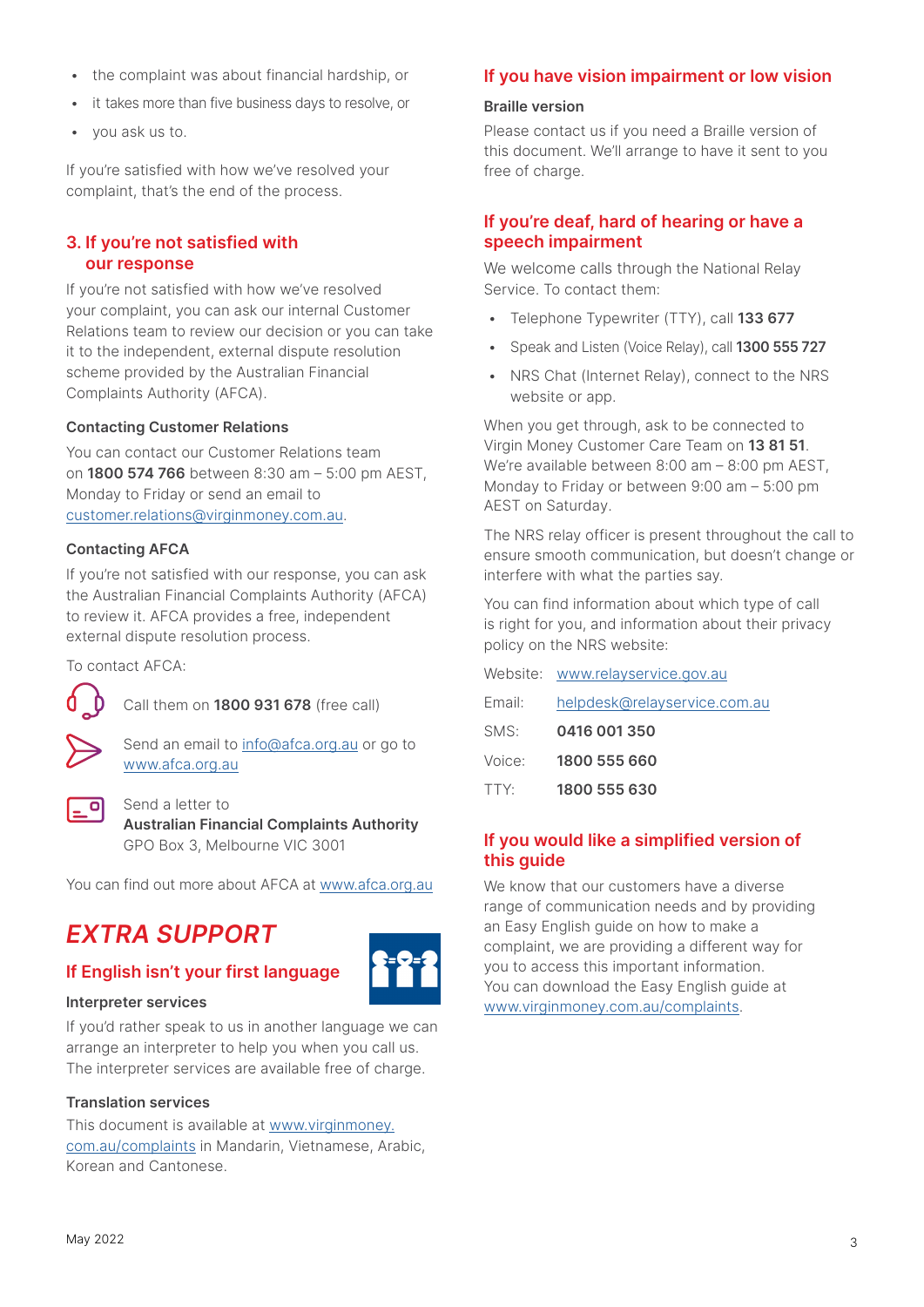- the complaint was about financial hardship, or
- it takes more than five business days to resolve, or
- you ask us to.

If you're satisfied with how we've resolved your complaint, that's the end of the process.

### 3. If you're not satisfied with our response

If you're not satisfied with how we've resolved your complaint, you can ask our internal Customer Relations team to review our decision or you can take it to the independent, external dispute resolution scheme provided by the Australian Financial Complaints Authority (AFCA).

#### Contacting Customer Relations

You can contact our Customer Relations team on **1800 574 766** between 8:30 am – 5:00 pm AEST, Monday to Friday or send an email to customer.relations@virginmoney.com.au.

#### Contacting AFCA

If you're not satisfied with our response, you can ask the Australian Financial Complaints Authority (AFCA) to review it. AFCA provides a free, independent external dispute resolution process.

To contact AFCA:

Call them on **1800 931 678** (free call)

Send an email to info@afca.org.au or go to www.afca.org.au

Send a letter to
**Australian Financial Complaints Authority**
GPO Box 3, Melbourne VIC 3001

You can find out more about AFCA at www.afca.org.au

## *EXTRA SUPPORT*

### If English isn't your first language

#### Interpreter services

If you'd rather speak to us in another language we can arrange an interpreter to help you when you call us. The interpreter services are available free of charge.

#### Translation services

This document is available at www.virginmoney.com.au/complaints in Mandarin, Vietnamese, Arabic, Korean and Cantonese.

### If you have vision impairment or low vision

#### Braille version

Please contact us if you need a Braille version of this document. We'll arrange to have it sent to you free of charge.

### If you're deaf, hard of hearing or have a speech impairment

We welcome calls through the National Relay Service. To contact them:

- Telephone Typewriter (TTY), call **133 677**
- Speak and Listen (Voice Relay), call **1300 555 727**
- NRS Chat (Internet Relay), connect to the NRS website or app.

When you get through, ask to be connected to Virgin Money Customer Care Team on **13 81 51**. We're available between 8:00 am – 8:00 pm AEST, Monday to Friday or between 9:00 am – 5:00 pm AEST on Saturday.

The NRS relay officer is present throughout the call to ensure smooth communication, but doesn't change or interfere with what the parties say.

You can find information about which type of call is right for you, and information about their privacy policy on the NRS website:

| | |
|---|---|
| Website: | www.relayservice.gov.au |
| Email: | helpdesk@relayservice.com.au |
| SMS: | **0416 001 350** |
| Voice: | **1800 555 660** |
| TTY: | **1800 555 630** |

### If you would like a simplified version of this guide

We know that our customers have a diverse range of communication needs and by providing an Easy English guide on how to make a complaint, we are providing a different way for you to access this important information. You can download the Easy English guide at www.virginmoney.com.au/complaints.

May 2022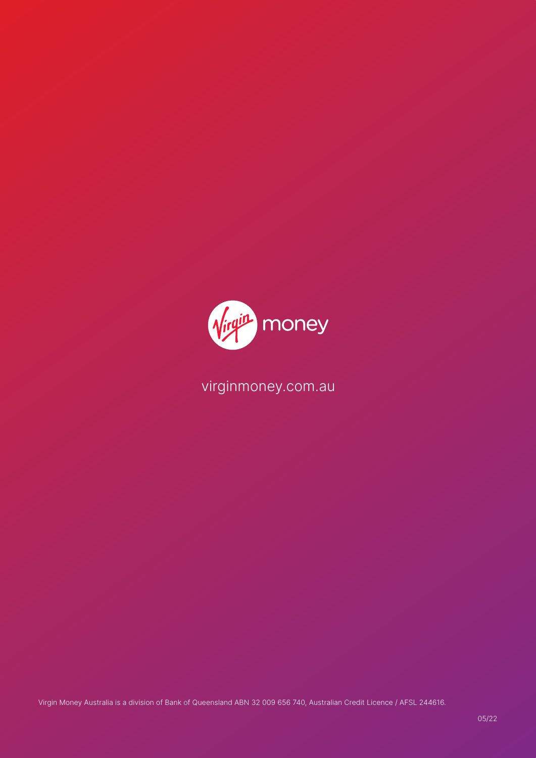Virgin money

virginmoney.com.au

Virgin Money Australia is a division of Bank of Queensland ABN 32 009 656 740, Australian Credit Licence / AFSL 244616.

05/22